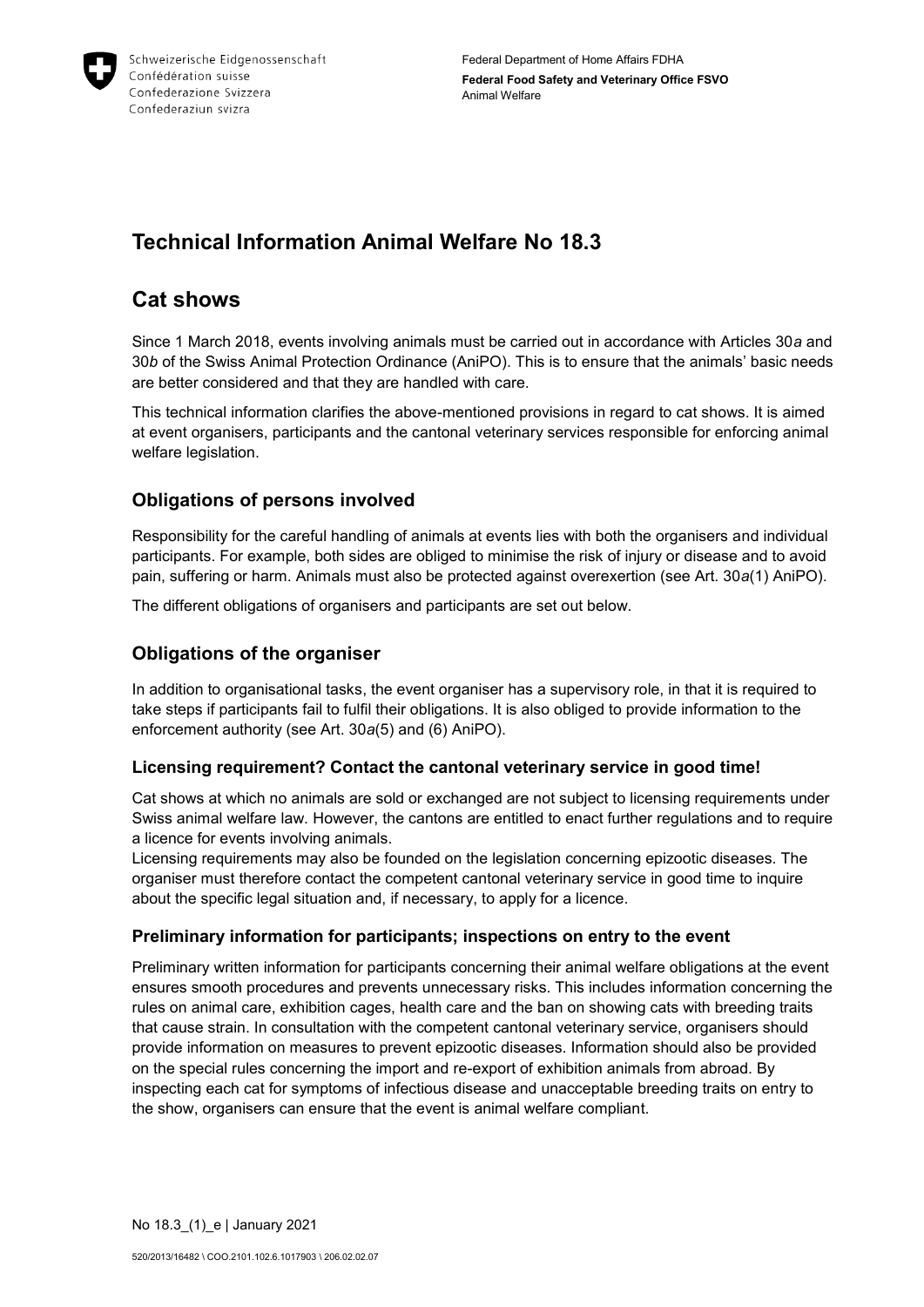Schweizerische Eidgenossenschaft
Confédération suisse
Confederazione Svizzera
Confederaziun svizra

Federal Department of Home Affairs FDHA
**Federal Food Safety and Veterinary Office FSVO**
Animal Welfare

# Technical Information Animal Welfare No 18.3

# Cat shows

Since 1 March 2018, events involving animals must be carried out in accordance with Articles 30*a* and 30*b* of the Swiss Animal Protection Ordinance (AniPO). This is to ensure that the animals' basic needs are better considered and that they are handled with care.

This technical information clarifies the above-mentioned provisions in regard to cat shows. It is aimed at event organisers, participants and the cantonal veterinary services responsible for enforcing animal welfare legislation.

## Obligations of persons involved

Responsibility for the careful handling of animals at events lies with both the organisers and individual participants. For example, both sides are obliged to minimise the risk of injury or disease and to avoid pain, suffering or harm. Animals must also be protected against overexertion (see Art. 30*a*(1) AniPO).

The different obligations of organisers and participants are set out below.

## Obligations of the organiser

In addition to organisational tasks, the event organiser has a supervisory role, in that it is required to take steps if participants fail to fulfil their obligations. It is also obliged to provide information to the enforcement authority (see Art. 30*a*(5) and (6) AniPO).

### Licensing requirement? Contact the cantonal veterinary service in good time!

Cat shows at which no animals are sold or exchanged are not subject to licensing requirements under Swiss animal welfare law. However, the cantons are entitled to enact further regulations and to require a licence for events involving animals.

Licensing requirements may also be founded on the legislation concerning epizootic diseases. The organiser must therefore contact the competent cantonal veterinary service in good time to inquire about the specific legal situation and, if necessary, to apply for a licence.

### Preliminary information for participants; inspections on entry to the event

Preliminary written information for participants concerning their animal welfare obligations at the event ensures smooth procedures and prevents unnecessary risks. This includes information concerning the rules on animal care, exhibition cages, health care and the ban on showing cats with breeding traits that cause strain. In consultation with the competent cantonal veterinary service, organisers should provide information on measures to prevent epizootic diseases. Information should also be provided on the special rules concerning the import and re-export of exhibition animals from abroad. By inspecting each cat for symptoms of infectious disease and unacceptable breeding traits on entry to the show, organisers can ensure that the event is animal welfare compliant.

No 18.3_(1)_e | January 2021

520/2013/16482 \ COO.2101.102.6.1017903 \ 206.02.02.07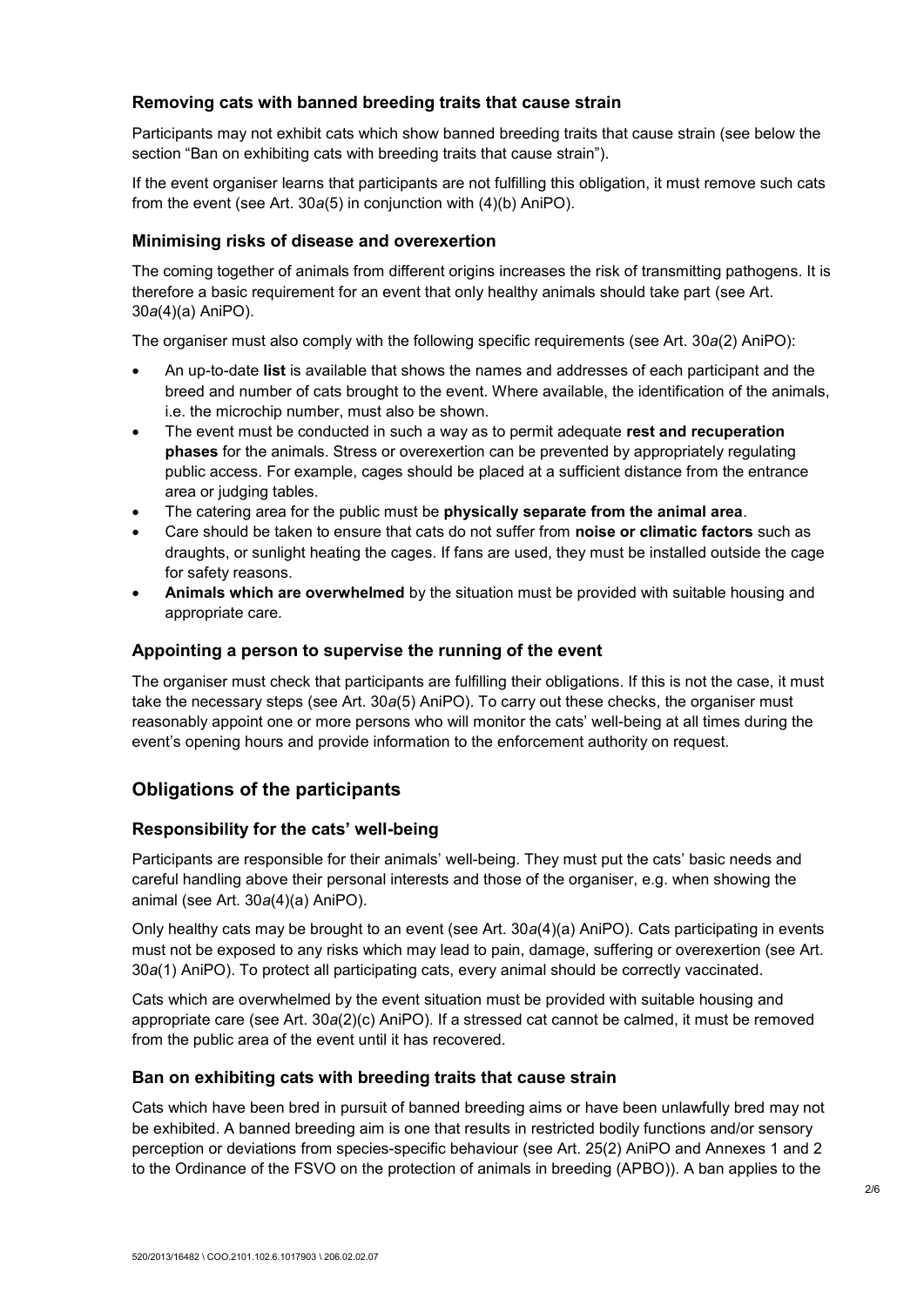### Removing cats with banned breeding traits that cause strain

Participants may not exhibit cats which show banned breeding traits that cause strain (see below the section "Ban on exhibiting cats with breeding traits that cause strain").

If the event organiser learns that participants are not fulfilling this obligation, it must remove such cats from the event (see Art. 30*a*(5) in conjunction with (4)(b) AniPO).

### Minimising risks of disease and overexertion

The coming together of animals from different origins increases the risk of transmitting pathogens. It is therefore a basic requirement for an event that only healthy animals should take part (see Art. 30*a*(4)(a) AniPO).

The organiser must also comply with the following specific requirements (see Art. 30*a*(2) AniPO):

- An up-to-date **list** is available that shows the names and addresses of each participant and the breed and number of cats brought to the event. Where available, the identification of the animals, i.e. the microchip number, must also be shown.
- The event must be conducted in such a way as to permit adequate **rest and recuperation phases** for the animals. Stress or overexertion can be prevented by appropriately regulating public access. For example, cages should be placed at a sufficient distance from the entrance area or judging tables.
- The catering area for the public must be **physically separate from the animal area**.
- Care should be taken to ensure that cats do not suffer from **noise or climatic factors** such as draughts, or sunlight heating the cages. If fans are used, they must be installed outside the cage for safety reasons.
- **Animals which are overwhelmed** by the situation must be provided with suitable housing and appropriate care.

### Appointing a person to supervise the running of the event

The organiser must check that participants are fulfilling their obligations. If this is not the case, it must take the necessary steps (see Art. 30*a*(5) AniPO). To carry out these checks, the organiser must reasonably appoint one or more persons who will monitor the cats' well-being at all times during the event's opening hours and provide information to the enforcement authority on request.

## Obligations of the participants

### Responsibility for the cats' well-being

Participants are responsible for their animals' well-being. They must put the cats' basic needs and careful handling above their personal interests and those of the organiser, e.g. when showing the animal (see Art. 30*a*(4)(a) AniPO).

Only healthy cats may be brought to an event (see Art. 30*a*(4)(a) AniPO). Cats participating in events must not be exposed to any risks which may lead to pain, damage, suffering or overexertion (see Art. 30*a*(1) AniPO). To protect all participating cats, every animal should be correctly vaccinated.

Cats which are overwhelmed by the event situation must be provided with suitable housing and appropriate care (see Art. 30*a*(2)(c) AniPO). If a stressed cat cannot be calmed, it must be removed from the public area of the event until it has recovered.

### Ban on exhibiting cats with breeding traits that cause strain

Cats which have been bred in pursuit of banned breeding aims or have been unlawfully bred may not be exhibited. A banned breeding aim is one that results in restricted bodily functions and/or sensory perception or deviations from species-specific behaviour (see Art. 25(2) AniPO and Annexes 1 and 2 to the Ordinance of the FSVO on the protection of animals in breeding (APBO)). A ban applies to the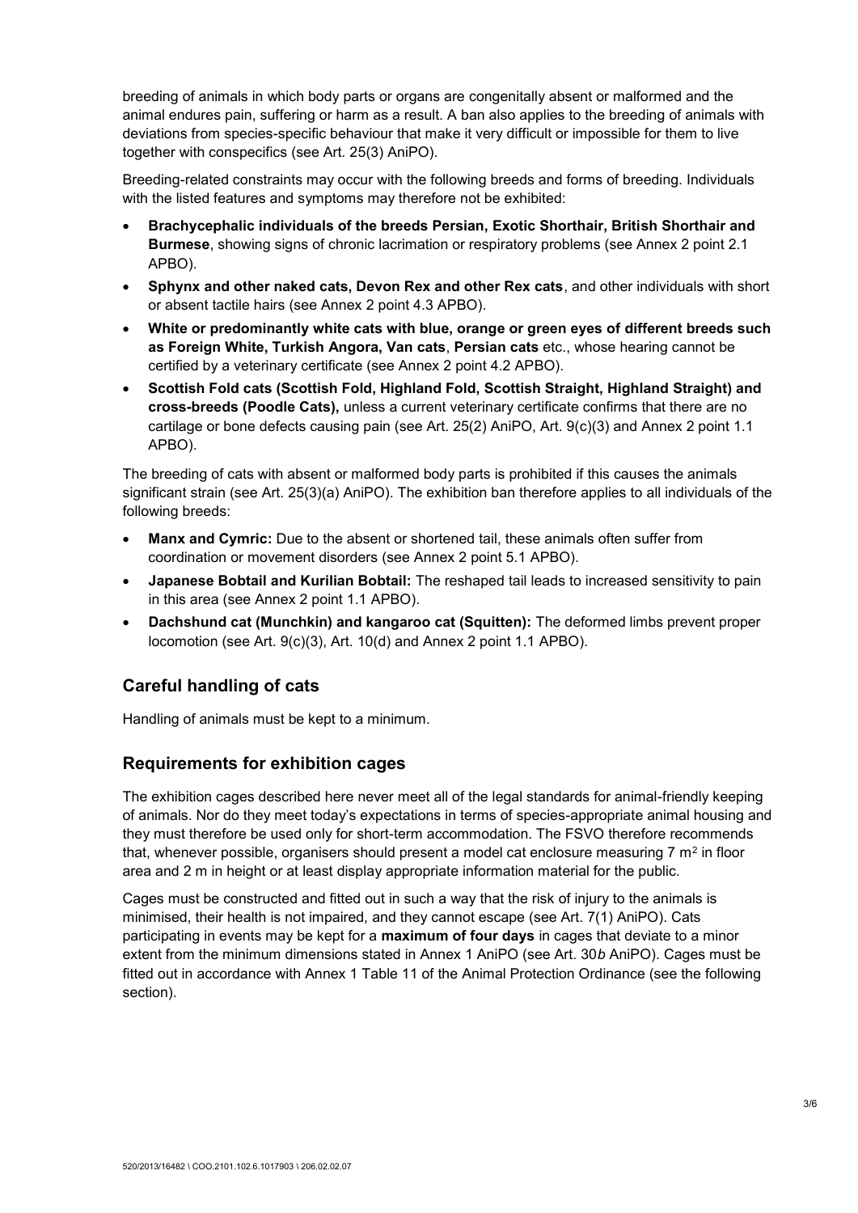breeding of animals in which body parts or organs are congenitally absent or malformed and the animal endures pain, suffering or harm as a result. A ban also applies to the breeding of animals with deviations from species-specific behaviour that make it very difficult or impossible for them to live together with conspecifics (see Art. 25(3) AniPO).

Breeding-related constraints may occur with the following breeds and forms of breeding. Individuals with the listed features and symptoms may therefore not be exhibited:

- **Brachycephalic individuals of the breeds Persian, Exotic Shorthair, British Shorthair and Burmese**, showing signs of chronic lacrimation or respiratory problems (see Annex 2 point 2.1 APBO).
- **Sphynx and other naked cats, Devon Rex and other Rex cats**, and other individuals with short or absent tactile hairs (see Annex 2 point 4.3 APBO).
- **White or predominantly white cats with blue, orange or green eyes of different breeds such as Foreign White, Turkish Angora, Van cats**, **Persian cats** etc., whose hearing cannot be certified by a veterinary certificate (see Annex 2 point 4.2 APBO).
- **Scottish Fold cats (Scottish Fold, Highland Fold, Scottish Straight, Highland Straight) and cross-breeds (Poodle Cats),** unless a current veterinary certificate confirms that there are no cartilage or bone defects causing pain (see Art. 25(2) AniPO, Art. 9(c)(3) and Annex 2 point 1.1 APBO).

The breeding of cats with absent or malformed body parts is prohibited if this causes the animals significant strain (see Art. 25(3)(a) AniPO). The exhibition ban therefore applies to all individuals of the following breeds:

- **Manx and Cymric:** Due to the absent or shortened tail, these animals often suffer from coordination or movement disorders (see Annex 2 point 5.1 APBO).
- **Japanese Bobtail and Kurilian Bobtail:** The reshaped tail leads to increased sensitivity to pain in this area (see Annex 2 point 1.1 APBO).
- **Dachshund cat (Munchkin) and kangaroo cat (Squitten):** The deformed limbs prevent proper locomotion (see Art. 9(c)(3), Art. 10(d) and Annex 2 point 1.1 APBO).

## Careful handling of cats

Handling of animals must be kept to a minimum.

## Requirements for exhibition cages

The exhibition cages described here never meet all of the legal standards for animal-friendly keeping of animals. Nor do they meet today's expectations in terms of species-appropriate animal housing and they must therefore be used only for short-term accommodation. The FSVO therefore recommends that, whenever possible, organisers should present a model cat enclosure measuring 7 m² in floor area and 2 m in height or at least display appropriate information material for the public.

Cages must be constructed and fitted out in such a way that the risk of injury to the animals is minimised, their health is not impaired, and they cannot escape (see Art. 7(1) AniPO). Cats participating in events may be kept for a **maximum of four days** in cages that deviate to a minor extent from the minimum dimensions stated in Annex 1 AniPO (see Art. 30*b* AniPO). Cages must be fitted out in accordance with Annex 1 Table 11 of the Animal Protection Ordinance (see the following section).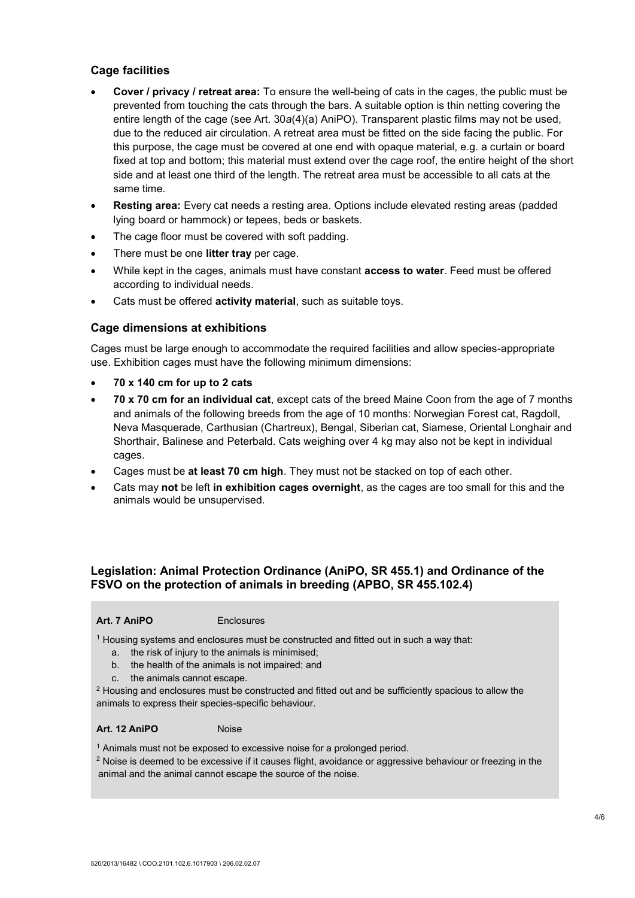### Cage facilities

- **Cover / privacy / retreat area:** To ensure the well-being of cats in the cages, the public must be prevented from touching the cats through the bars. A suitable option is thin netting covering the entire length of the cage (see Art. 30*a*(4)(a) AniPO). Transparent plastic films may not be used, due to the reduced air circulation. A retreat area must be fitted on the side facing the public. For this purpose, the cage must be covered at one end with opaque material, e.g. a curtain or board fixed at top and bottom; this material must extend over the cage roof, the entire height of the short side and at least one third of the length. The retreat area must be accessible to all cats at the same time.
- **Resting area:** Every cat needs a resting area. Options include elevated resting areas (padded lying board or hammock) or tepees, beds or baskets.
- The cage floor must be covered with soft padding.
- There must be one **litter tray** per cage.
- While kept in the cages, animals must have constant **access to water**. Feed must be offered according to individual needs.
- Cats must be offered **activity material**, such as suitable toys.

### Cage dimensions at exhibitions

Cages must be large enough to accommodate the required facilities and allow species-appropriate use. Exhibition cages must have the following minimum dimensions:

- **70 x 140 cm for up to 2 cats**
- **70 x 70 cm for an individual cat**, except cats of the breed Maine Coon from the age of 7 months and animals of the following breeds from the age of 10 months: Norwegian Forest cat, Ragdoll, Neva Masquerade, Carthusian (Chartreux), Bengal, Siberian cat, Siamese, Oriental Longhair and Shorthair, Balinese and Peterbald. Cats weighing over 4 kg may also not be kept in individual cages.
- Cages must be **at least 70 cm high**. They must not be stacked on top of each other.
- Cats may **not** be left **in exhibition cages overnight**, as the cages are too small for this and the animals would be unsupervised.

### Legislation: Animal Protection Ordinance (AniPO, SR 455.1) and Ordinance of the FSVO on the protection of animals in breeding (APBO, SR 455.102.4)

**Art. 7 AniPO** Enclosures

[1] Housing systems and enclosures must be constructed and fitted out in such a way that:

a. the risk of injury to the animals is minimised;
b. the health of the animals is not impaired; and
c. the animals cannot escape.

[2] Housing and enclosures must be constructed and fitted out and be sufficiently spacious to allow the animals to express their species-specific behaviour.

**Art. 12 AniPO** Noise

[1] Animals must not be exposed to excessive noise for a prolonged period.

[2] Noise is deemed to be excessive if it causes flight, avoidance or aggressive behaviour or freezing in the animal and the animal cannot escape the source of the noise.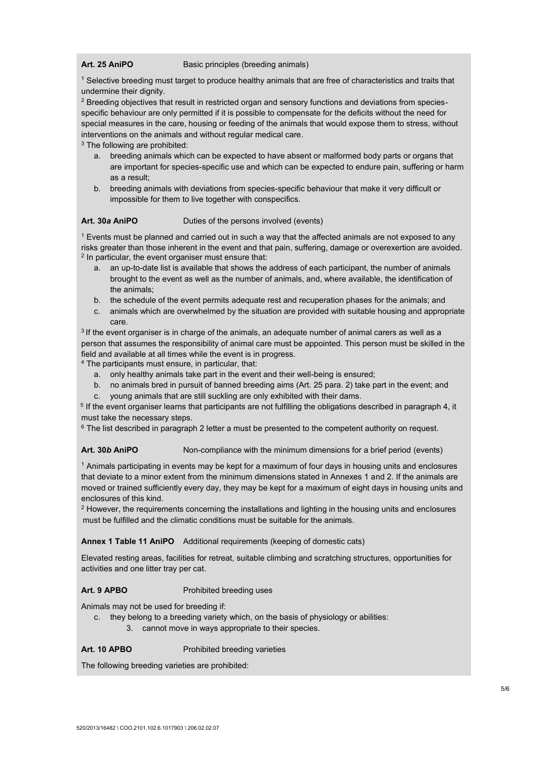**Art. 25 AniPO** Basic principles (breeding animals)

[1] Selective breeding must target to produce healthy animals that are free of characteristics and traits that undermine their dignity.
[2] Breeding objectives that result in restricted organ and sensory functions and deviations from species-specific behaviour are only permitted if it is possible to compensate for the deficits without the need for special measures in the care, housing or feeding of the animals that would expose them to stress, without interventions on the animals and without regular medical care.
[3] The following are prohibited:

a. breeding animals which can be expected to have absent or malformed body parts or organs that are important for species-specific use and which can be expected to endure pain, suffering or harm as a result;
b. breeding animals with deviations from species-specific behaviour that make it very difficult or impossible for them to live together with conspecifics.

**Art. 30*a* AniPO** Duties of the persons involved (events)

[1] Events must be planned and carried out in such a way that the affected animals are not exposed to any risks greater than those inherent in the event and that pain, suffering, damage or overexertion are avoided.
[2] In particular, the event organiser must ensure that:

a. an up-to-date list is available that shows the address of each participant, the number of animals brought to the event as well as the number of animals, and, where available, the identification of the animals;
b. the schedule of the event permits adequate rest and recuperation phases for the animals; and
c. animals which are overwhelmed by the situation are provided with suitable housing and appropriate care.

[3] If the event organiser is in charge of the animals, an adequate number of animal carers as well as a person that assumes the responsibility of animal care must be appointed. This person must be skilled in the field and available at all times while the event is in progress.
[4] The participants must ensure, in particular, that:

a. only healthy animals take part in the event and their well-being is ensured;
b. no animals bred in pursuit of banned breeding aims (Art. 25 para. 2) take part in the event; and
c. young animals that are still suckling are only exhibited with their dams.

[5] If the event organiser learns that participants are not fulfilling the obligations described in paragraph 4, it must take the necessary steps.
[6] The list described in paragraph 2 letter a must be presented to the competent authority on request.

**Art. 30*b* AniPO** Non-compliance with the minimum dimensions for a brief period (events)

[1] Animals participating in events may be kept for a maximum of four days in housing units and enclosures that deviate to a minor extent from the minimum dimensions stated in Annexes 1 and 2. If the animals are moved or trained sufficiently every day, they may be kept for a maximum of eight days in housing units and enclosures of this kind.
[2] However, the requirements concerning the installations and lighting in the housing units and enclosures must be fulfilled and the climatic conditions must be suitable for the animals.

**Annex 1 Table 11 AniPO** Additional requirements (keeping of domestic cats)

Elevated resting areas, facilities for retreat, suitable climbing and scratching structures, opportunities for activities and one litter tray per cat.

**Art. 9 APBO** Prohibited breeding uses

Animals may not be used for breeding if:

c. they belong to a breeding variety which, on the basis of physiology or abilities:
   3. cannot move in ways appropriate to their species.

**Art. 10 APBO** Prohibited breeding varieties

The following breeding varieties are prohibited: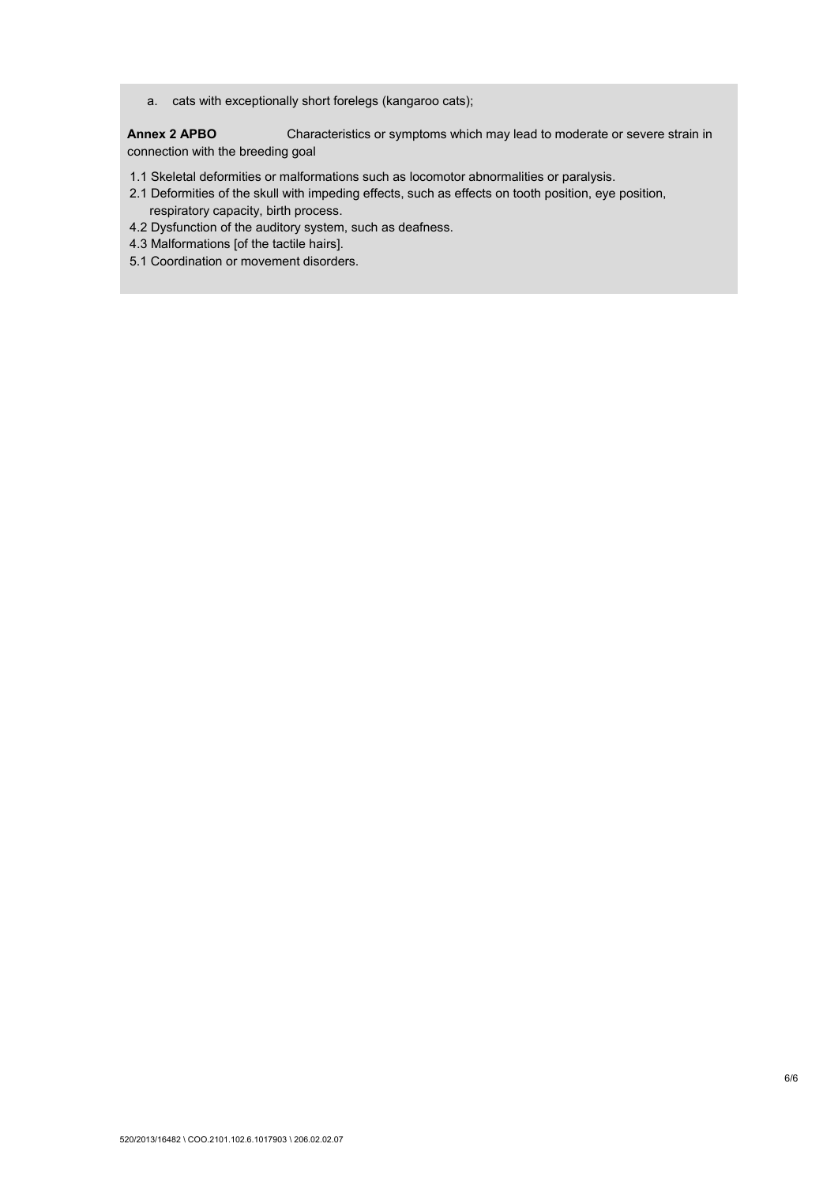a. cats with exceptionally short forelegs (kangaroo cats);

**Annex 2 APBO** Characteristics or symptoms which may lead to moderate or severe strain in connection with the breeding goal

1.1 Skeletal deformities or malformations such as locomotor abnormalities or paralysis.
2.1 Deformities of the skull with impeding effects, such as effects on tooth position, eye position, respiratory capacity, birth process.
4.2 Dysfunction of the auditory system, such as deafness.
4.3 Malformations [of the tactile hairs].
5.1 Coordination or movement disorders.

520/2013/16482 \ COO.2101.102.6.1017903 \ 206.02.02.07